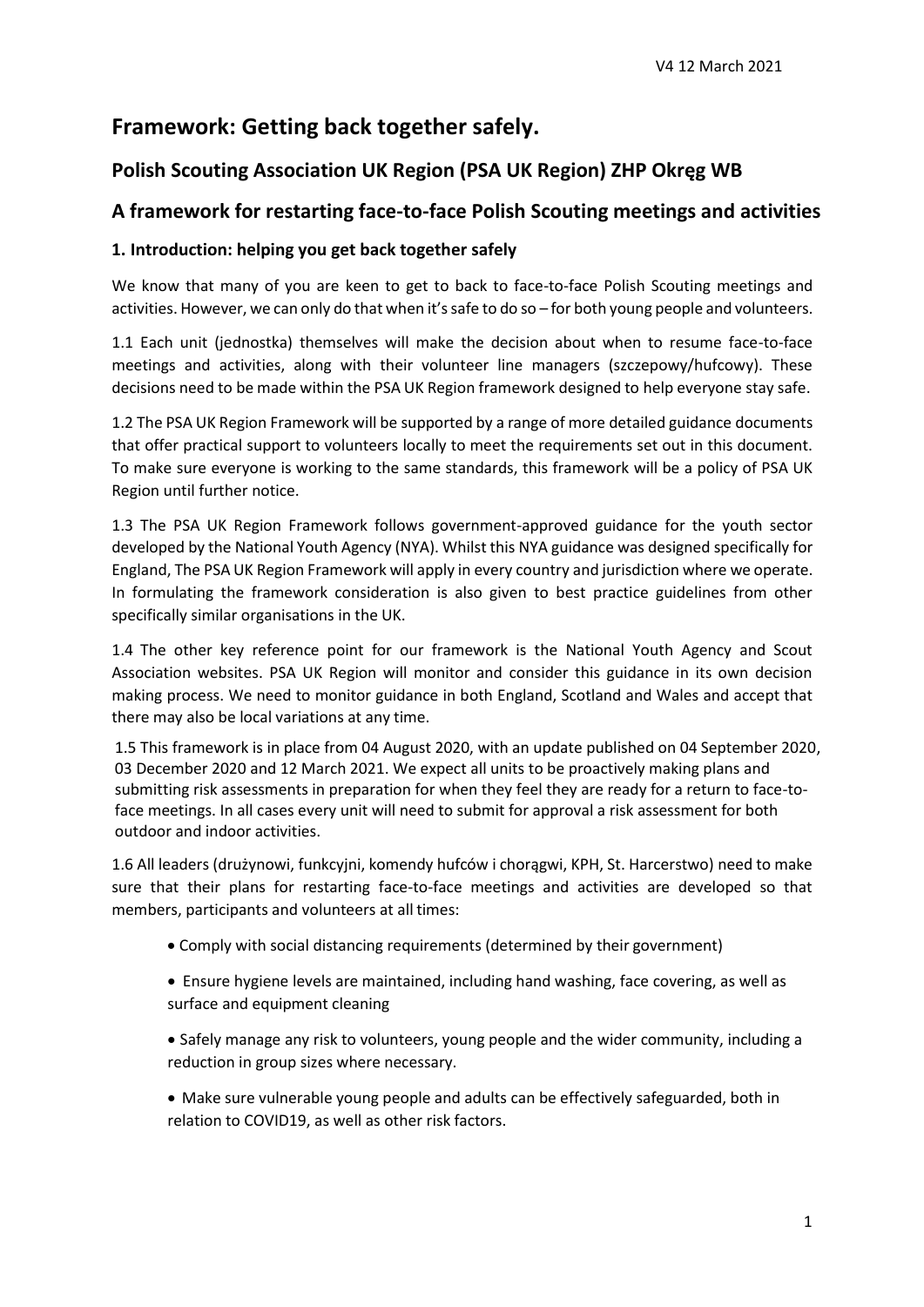V4 12 March 2021

# Framework: Getting back together safely.

## Polish Scouting Association UK Region (PSA UK Region) ZHP Okręg WB

## A framework for restarting face-to-face Polish Scouting meetings and activities

### 1. Introduction: helping you get back together safely

We know that many of you are keen to get to back to face-to-face Polish Scouting meetings and activities. However, we can only do that when it's safe to do so – for both young people and volunteers.

1.1 Each unit (jednostka) themselves will make the decision about when to resume face-to-face meetings and activities, along with their volunteer line managers (szczepowy/hufcowy). These decisions need to be made within the PSA UK Region framework designed to help everyone stay safe.

1.2 The PSA UK Region Framework will be supported by a range of more detailed guidance documents that offer practical support to volunteers locally to meet the requirements set out in this document. To make sure everyone is working to the same standards, this framework will be a policy of PSA UK Region until further notice.

1.3 The PSA UK Region Framework follows government-approved guidance for the youth sector developed by the National Youth Agency (NYA). Whilst this NYA guidance was designed specifically for England, The PSA UK Region Framework will apply in every country and jurisdiction where we operate. In formulating the framework consideration is also given to best practice guidelines from other specifically similar organisations in the UK.

1.4 The other key reference point for our framework is the National Youth Agency and Scout Association websites. PSA UK Region will monitor and consider this guidance in its own decision making process. We need to monitor guidance in both England, Scotland and Wales and accept that there may also be local variations at any time.

1.5 This framework is in place from 04 August 2020, with an update published on 04 September 2020, 03 December 2020 and 12 March 2021. We expect all units to be proactively making plans and submitting risk assessments in preparation for when they feel they are ready for a return to face-to-face meetings. In all cases every unit will need to submit for approval a risk assessment for both outdoor and indoor activities.

1.6 All leaders (drużynowi, funkcyjni, komendy hufców i chorągwi, KPH, St. Harcerstwo) need to make sure that their plans for restarting face-to-face meetings and activities are developed so that members, participants and volunteers at all times:

- Comply with social distancing requirements (determined by their government)
- Ensure hygiene levels are maintained, including hand washing, face covering, as well as surface and equipment cleaning
- Safely manage any risk to volunteers, young people and the wider community, including a reduction in group sizes where necessary.
- Make sure vulnerable young people and adults can be effectively safeguarded, both in relation to COVID19, as well as other risk factors.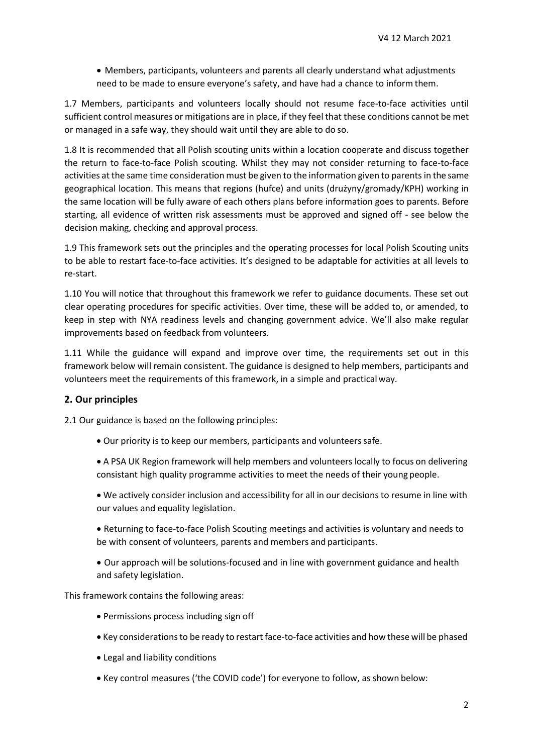- Members, participants, volunteers and parents all clearly understand what adjustments need to be made to ensure everyone's safety, and have had a chance to inform them.

1.7 Members, participants and volunteers locally should not resume face-to-face activities until sufficient control measures or mitigations are in place, if they feel that these conditions cannot be met or managed in a safe way, they should wait until they are able to do so.

1.8 It is recommended that all Polish scouting units within a location cooperate and discuss together the return to face-to-face Polish scouting. Whilst they may not consider returning to face-to-face activities at the same time consideration must be given to the information given to parents in the same geographical location. This means that regions (hufce) and units (drużyny/gromady/KPH) working in the same location will be fully aware of each others plans before information goes to parents. Before starting, all evidence of written risk assessments must be approved and signed off - see below the decision making, checking and approval process.

1.9 This framework sets out the principles and the operating processes for local Polish Scouting units to be able to restart face-to-face activities. It's designed to be adaptable for activities at all levels to re-start.

1.10 You will notice that throughout this framework we refer to guidance documents. These set out clear operating procedures for specific activities. Over time, these will be added to, or amended, to keep in step with NYA readiness levels and changing government advice. We'll also make regular improvements based on feedback from volunteers.

1.11 While the guidance will expand and improve over time, the requirements set out in this framework below will remain consistent. The guidance is designed to help members, participants and volunteers meet the requirements of this framework, in a simple and practical way.

## 2. Our principles

2.1 Our guidance is based on the following principles:

- Our priority is to keep our members, participants and volunteers safe.
- A PSA UK Region framework will help members and volunteers locally to focus on delivering consistant high quality programme activities to meet the needs of their young people.
- We actively consider inclusion and accessibility for all in our decisions to resume in line with our values and equality legislation.
- Returning to face-to-face Polish Scouting meetings and activities is voluntary and needs to be with consent of volunteers, parents and members and participants.
- Our approach will be solutions-focused and in line with government guidance and health and safety legislation.

This framework contains the following areas:

- Permissions process including sign off
- Key considerations to be ready to restart face-to-face activities and how these will be phased
- Legal and liability conditions
- Key control measures ('the COVID code') for everyone to follow, as shown below: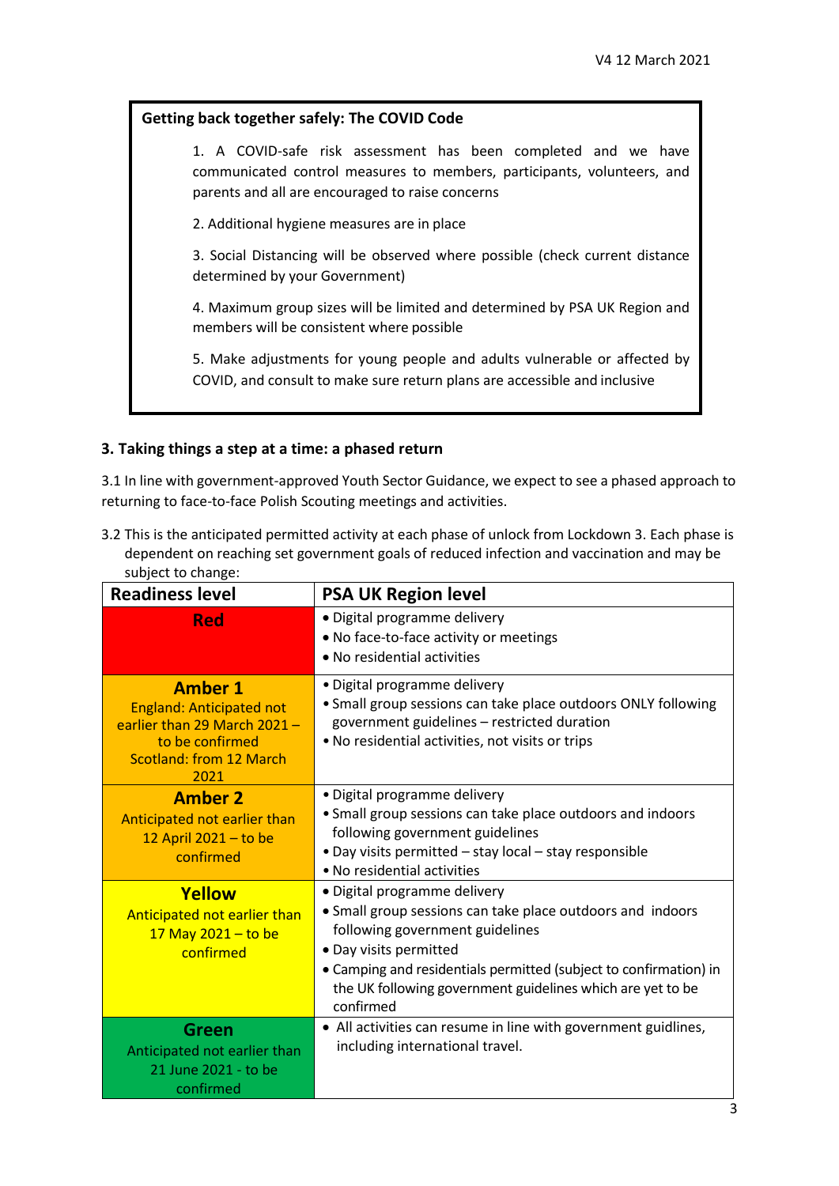**Getting back together safely: The COVID Code**

1. A COVID-safe risk assessment has been completed and we have communicated control measures to members, participants, volunteers, and parents and all are encouraged to raise concerns

2. Additional hygiene measures are in place

3. Social Distancing will be observed where possible (check current distance determined by your Government)

4. Maximum group sizes will be limited and determined by PSA UK Region and members will be consistent where possible

5. Make adjustments for young people and adults vulnerable or affected by COVID, and consult to make sure return plans are accessible and inclusive

### 3. Taking things a step at a time: a phased return

3.1 In line with government-approved Youth Sector Guidance, we expect to see a phased approach to returning to face-to-face Polish Scouting meetings and activities.

3.2 This is the anticipated permitted activity at each phase of unlock from Lockdown 3. Each phase is dependent on reaching set government goals of reduced infection and vaccination and may be subject to change:

| Readiness level | PSA UK Region level |
|---|---|
| **Red** | • Digital programme delivery<br>• No face-to-face activity or meetings<br>• No residential activities |
| **Amber 1**<br>England: Anticipated not earlier than 29 March 2021 – to be confirmed<br>Scotland: from 12 March 2021 | • Digital programme delivery<br>• Small group sessions can take place outdoors ONLY following government guidelines – restricted duration<br>• No residential activities, not visits or trips |
| **Amber 2**<br>Anticipated not earlier than 12 April 2021 – to be confirmed | • Digital programme delivery<br>• Small group sessions can take place outdoors and indoors following government guidelines<br>• Day visits permitted – stay local – stay responsible<br>• No residential activities |
| **Yellow**<br>Anticipated not earlier than 17 May 2021 – to be confirmed | • Digital programme delivery<br>• Small group sessions can take place outdoors and indoors following government guidelines<br>• Day visits permitted<br>• Camping and residentials permitted (subject to confirmation) in the UK following government guidelines which are yet to be confirmed |
| **Green**<br>Anticipated not earlier than 21 June 2021 - to be confirmed | • All activities can resume in line with government guidlines, including international travel. |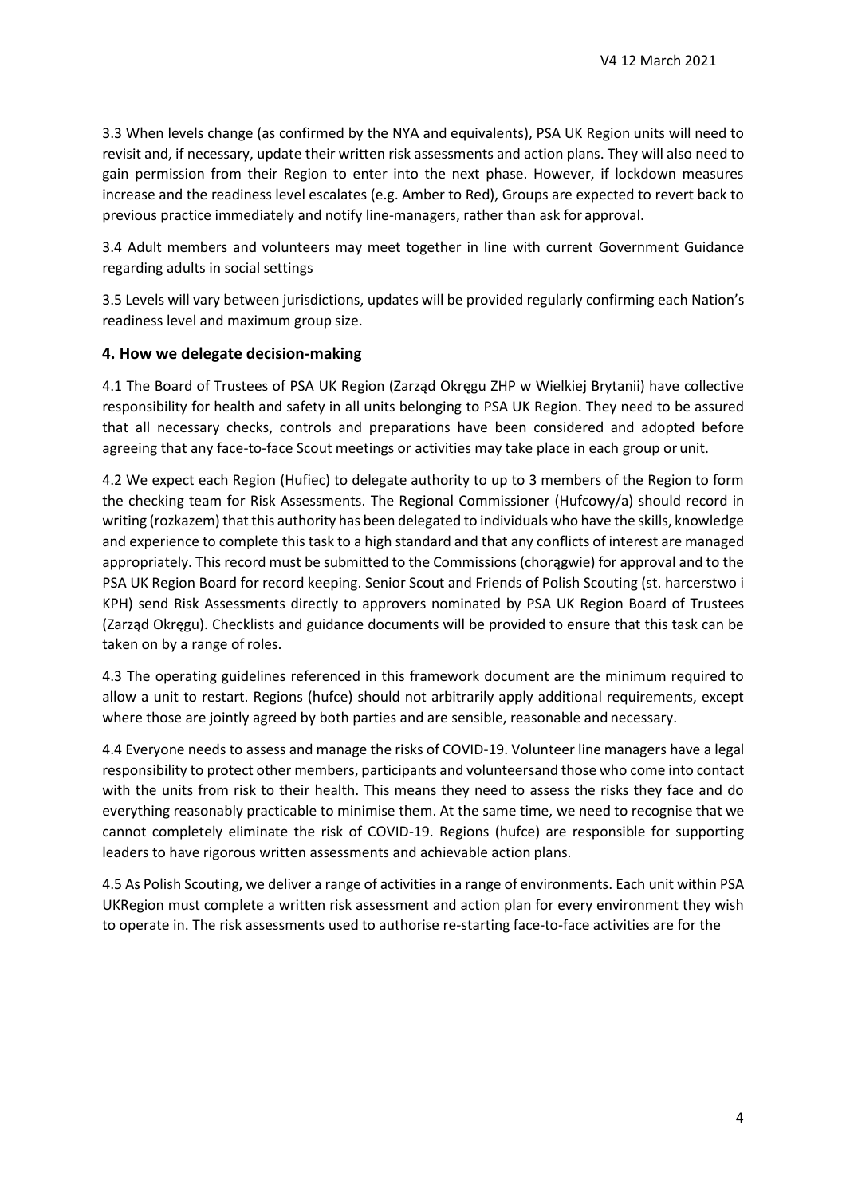3.3 When levels change (as confirmed by the NYA and equivalents), PSA UK Region units will need to revisit and, if necessary, update their written risk assessments and action plans. They will also need to gain permission from their Region to enter into the next phase. However, if lockdown measures increase and the readiness level escalates (e.g. Amber to Red), Groups are expected to revert back to previous practice immediately and notify line-managers, rather than ask for approval.

3.4 Adult members and volunteers may meet together in line with current Government Guidance regarding adults in social settings

3.5 Levels will vary between jurisdictions, updates will be provided regularly confirming each Nation's readiness level and maximum group size.

## 4. How we delegate decision-making

4.1 The Board of Trustees of PSA UK Region (Zarząd Okręgu ZHP w Wielkiej Brytanii) have collective responsibility for health and safety in all units belonging to PSA UK Region. They need to be assured that all necessary checks, controls and preparations have been considered and adopted before agreeing that any face-to-face Scout meetings or activities may take place in each group or unit.

4.2 We expect each Region (Hufiec) to delegate authority to up to 3 members of the Region to form the checking team for Risk Assessments. The Regional Commissioner (Hufcowy/a) should record in writing (rozkazem) that this authority has been delegated to individuals who have the skills, knowledge and experience to complete this task to a high standard and that any conflicts of interest are managed appropriately. This record must be submitted to the Commissions (chorągwie) for approval and to the PSA UK Region Board for record keeping. Senior Scout and Friends of Polish Scouting (st. harcerstwo i KPH) send Risk Assessments directly to approvers nominated by PSA UK Region Board of Trustees (Zarząd Okręgu). Checklists and guidance documents will be provided to ensure that this task can be taken on by a range of roles.

4.3 The operating guidelines referenced in this framework document are the minimum required to allow a unit to restart. Regions (hufce) should not arbitrarily apply additional requirements, except where those are jointly agreed by both parties and are sensible, reasonable and necessary.

4.4 Everyone needs to assess and manage the risks of COVID-19. Volunteer line managers have a legal responsibility to protect other members, participants and volunteersand those who come into contact with the units from risk to their health. This means they need to assess the risks they face and do everything reasonably practicable to minimise them. At the same time, we need to recognise that we cannot completely eliminate the risk of COVID-19. Regions (hufce) are responsible for supporting leaders to have rigorous written assessments and achievable action plans.

4.5 As Polish Scouting, we deliver a range of activities in a range of environments. Each unit within PSA UKRegion must complete a written risk assessment and action plan for every environment they wish to operate in. The risk assessments used to authorise re-starting face-to-face activities are for the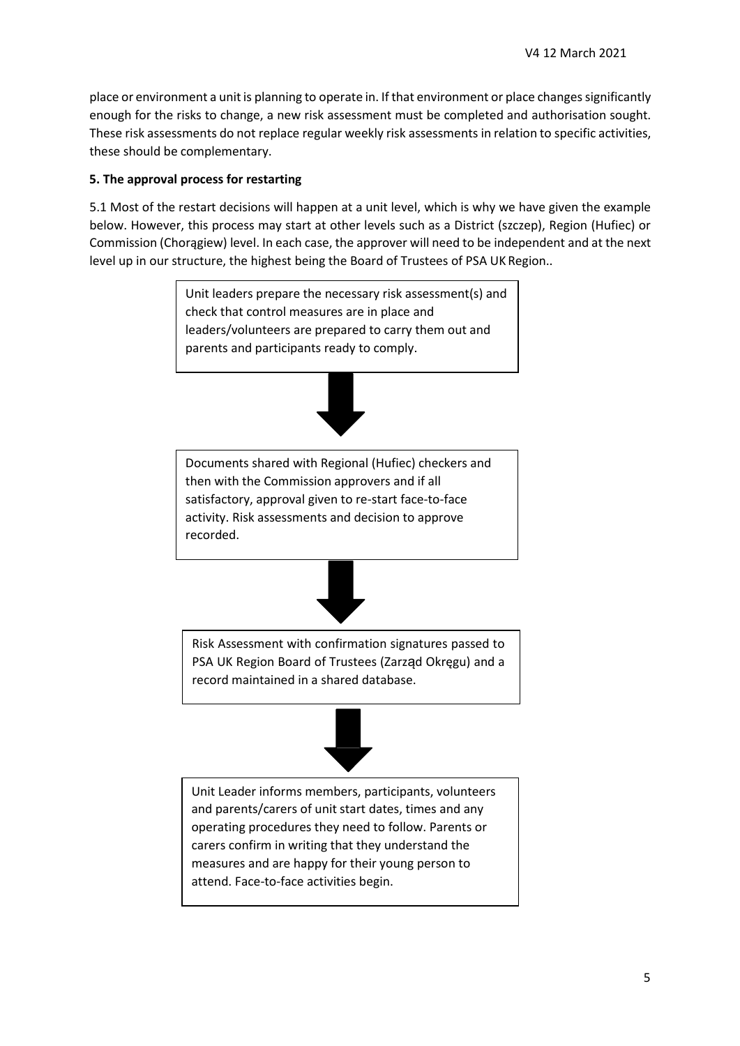place or environment a unit is planning to operate in. If that environment or place changes significantly enough for the risks to change, a new risk assessment must be completed and authorisation sought. These risk assessments do not replace regular weekly risk assessments in relation to specific activities, these should be complementary.

**5. The approval process for restarting**

5.1 Most of the restart decisions will happen at a unit level, which is why we have given the example below. However, this process may start at other levels such as a District (szczep), Region (Hufiec) or Commission (Chorągiew) level. In each case, the approver will need to be independent and at the next level up in our structure, the highest being the Board of Trustees of PSA UK Region..

Unit leaders prepare the necessary risk assessment(s) and check that control measures are in place and leaders/volunteers are prepared to carry them out and parents and participants ready to comply.

↓

Documents shared with Regional (Hufiec) checkers and then with the Commission approvers and if all satisfactory, approval given to re-start face-to-face activity. Risk assessments and decision to approve recorded.

↓

Risk Assessment with confirmation signatures passed to PSA UK Region Board of Trustees (Zarząd Okręgu) and a record maintained in a shared database.

↓

Unit Leader informs members, participants, volunteers and parents/carers of unit start dates, times and any operating procedures they need to follow. Parents or carers confirm in writing that they understand the measures and are happy for their young person to attend. Face-to-face activities begin.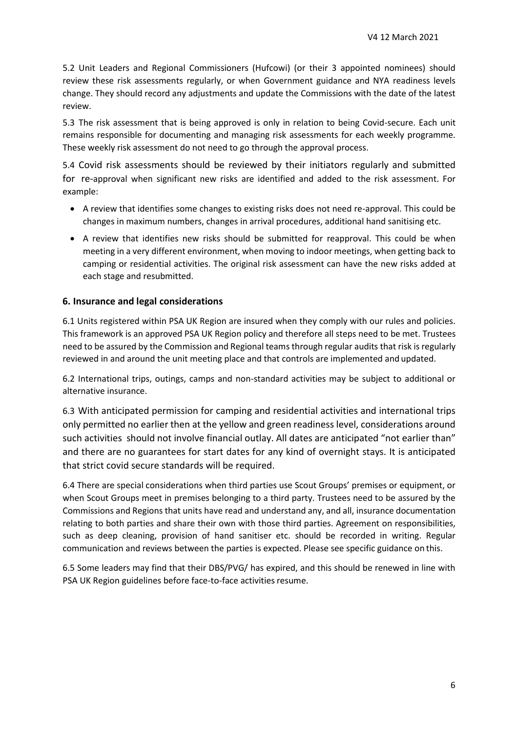5.2 Unit Leaders and Regional Commissioners (Hufcowi) (or their 3 appointed nominees) should review these risk assessments regularly, or when Government guidance and NYA readiness levels change. They should record any adjustments and update the Commissions with the date of the latest review.

5.3 The risk assessment that is being approved is only in relation to being Covid-secure. Each unit remains responsible for documenting and managing risk assessments for each weekly programme. These weekly risk assessment do not need to go through the approval process.

5.4 Covid risk assessments should be reviewed by their initiators regularly and submitted for re-approval when significant new risks are identified and added to the risk assessment. For example:

- A review that identifies some changes to existing risks does not need re-approval. This could be changes in maximum numbers, changes in arrival procedures, additional hand sanitising etc.
- A review that identifies new risks should be submitted for reapproval. This could be when meeting in a very different environment, when moving to indoor meetings, when getting back to camping or residential activities. The original risk assessment can have the new risks added at each stage and resubmitted.

## 6. Insurance and legal considerations

6.1 Units registered within PSA UK Region are insured when they comply with our rules and policies. This framework is an approved PSA UK Region policy and therefore all steps need to be met. Trustees need to be assured by the Commission and Regional teams through regular audits that risk is regularly reviewed in and around the unit meeting place and that controls are implemented and updated.

6.2 International trips, outings, camps and non-standard activities may be subject to additional or alternative insurance.

6.3 With anticipated permission for camping and residential activities and international trips only permitted no earlier then at the yellow and green readiness level, considerations around such activities should not involve financial outlay. All dates are anticipated "not earlier than" and there are no guarantees for start dates for any kind of overnight stays. It is anticipated that strict covid secure standards will be required.

6.4 There are special considerations when third parties use Scout Groups' premises or equipment, or when Scout Groups meet in premises belonging to a third party. Trustees need to be assured by the Commissions and Regions that units have read and understand any, and all, insurance documentation relating to both parties and share their own with those third parties. Agreement on responsibilities, such as deep cleaning, provision of hand sanitiser etc. should be recorded in writing. Regular communication and reviews between the parties is expected. Please see specific guidance on this.

6.5 Some leaders may find that their DBS/PVG/ has expired, and this should be renewed in line with PSA UK Region guidelines before face-to-face activities resume.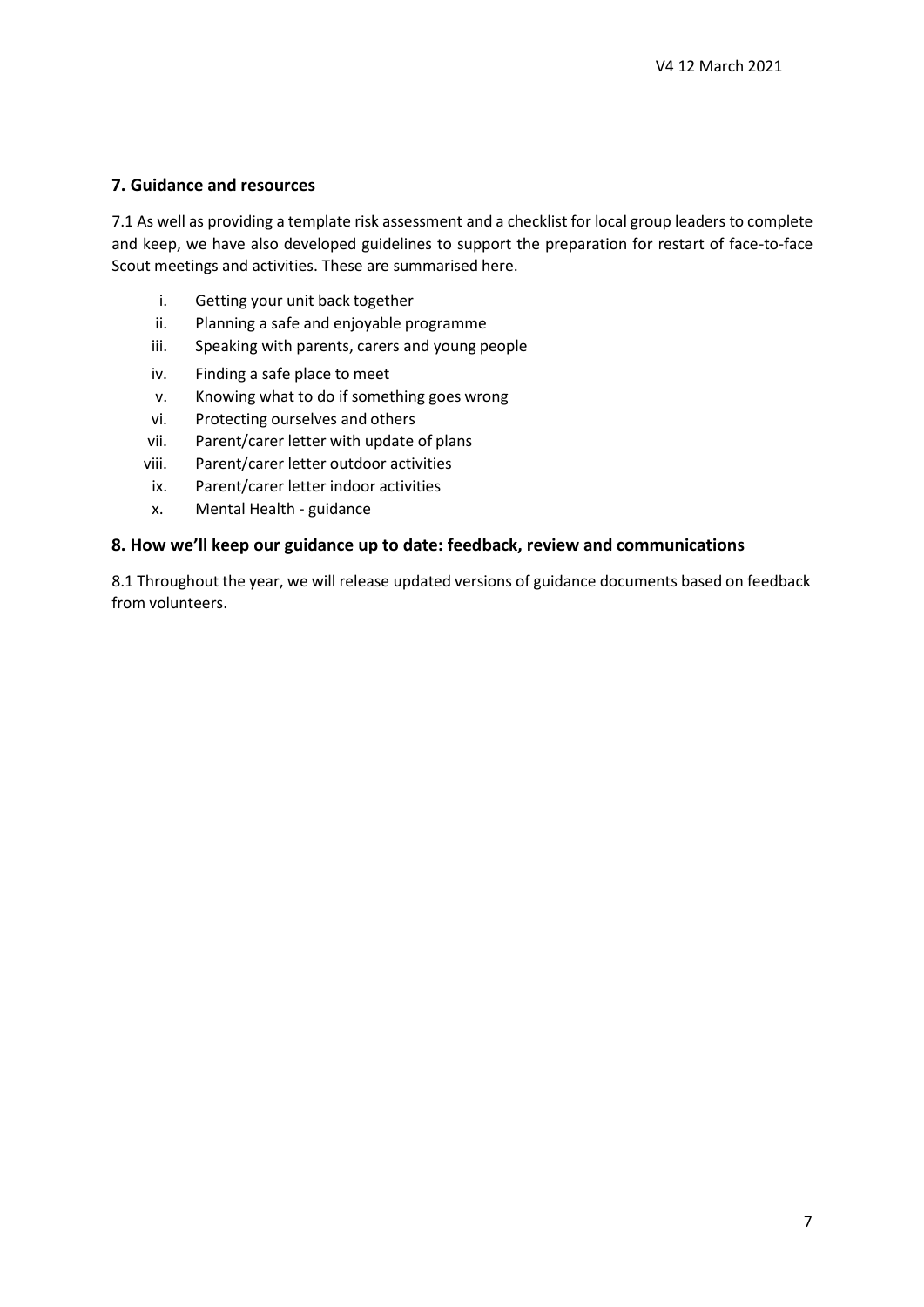## 7. Guidance and resources

7.1 As well as providing a template risk assessment and a checklist for local group leaders to complete and keep, we have also developed guidelines to support the preparation for restart of face-to-face Scout meetings and activities. These are summarised here.

i. Getting your unit back together
ii. Planning a safe and enjoyable programme
iii. Speaking with parents, carers and young people
iv. Finding a safe place to meet
v. Knowing what to do if something goes wrong
vi. Protecting ourselves and others
vii. Parent/carer letter with update of plans
viii. Parent/carer letter outdoor activities
ix. Parent/carer letter indoor activities
x. Mental Health - guidance

## 8. How we'll keep our guidance up to date: feedback, review and communications

8.1 Throughout the year, we will release updated versions of guidance documents based on feedback from volunteers.